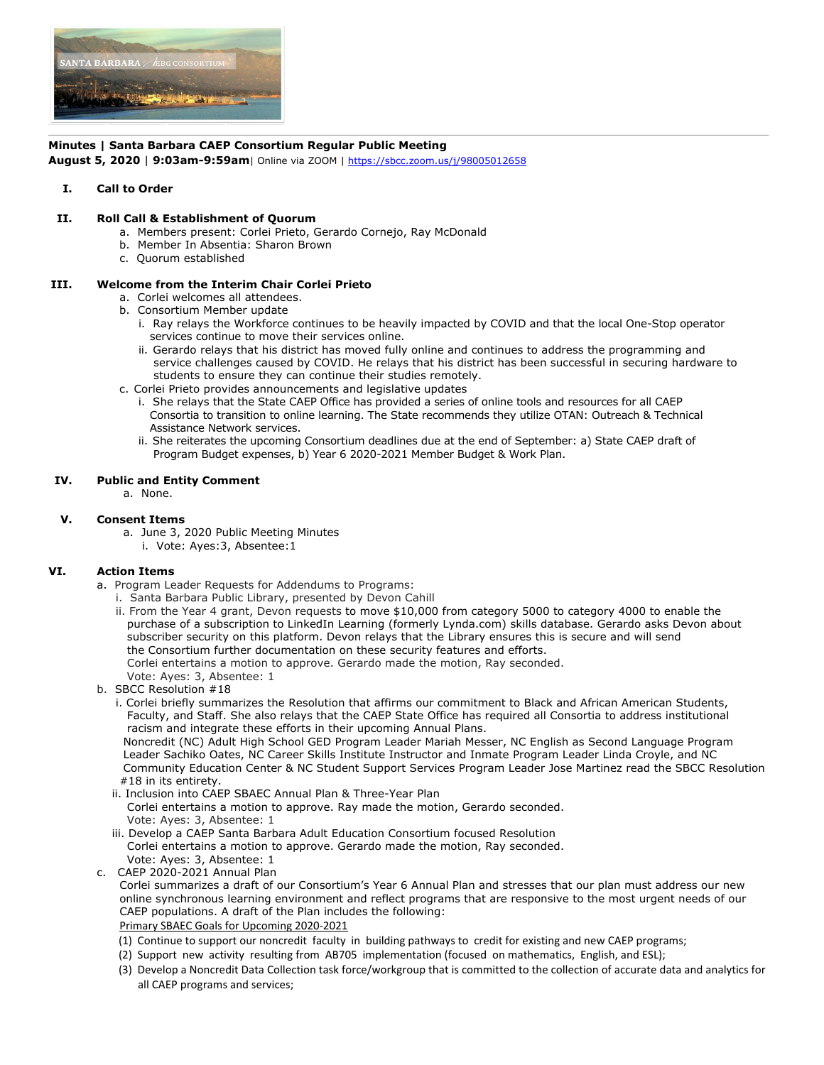**Minutes | Santa Barbara CAEP Consortium Regular Public Meeting**
**August 5, 2020** | **9:03am-9:59am**| Online via ZOOM | https://sbcc.zoom.us/j/98005012658

**I. Call to Order**

**II. Roll Call & Establishment of Quorum**

a. Members present: Corlei Prieto, Gerardo Cornejo, Ray McDonald
b. Member In Absentia: Sharon Brown
c. Quorum established

**III. Welcome from the Interim Chair Corlei Prieto**

a. Corlei welcomes all attendees.
b. Consortium Member update
   i. Ray relays the Workforce continues to be heavily impacted by COVID and that the local One-Stop operator services continue to move their services online.
   ii. Gerardo relays that his district has moved fully online and continues to address the programming and service challenges caused by COVID. He relays that his district has been successful in securing hardware to students to ensure they can continue their studies remotely.
c. Corlei Prieto provides announcements and legislative updates
   i. She relays that the State CAEP Office has provided a series of online tools and resources for all CAEP Consortia to transition to online learning. The State recommends they utilize OTAN: Outreach & Technical Assistance Network services.
   ii. She reiterates the upcoming Consortium deadlines due at the end of September: a) State CAEP draft of Program Budget expenses, b) Year 6 2020-2021 Member Budget & Work Plan.

**IV. Public and Entity Comment**

a. None.

**V. Consent Items**

a. June 3, 2020 Public Meeting Minutes
   i. Vote: Ayes:3, Absentee:1

**VI. Action Items**

a. Program Leader Requests for Addendums to Programs:
   i. Santa Barbara Public Library, presented by Devon Cahill
   ii. From the Year 4 grant, Devon requests to move $10,000 from category 5000 to category 4000 to enable the purchase of a subscription to LinkedIn Learning (formerly Lynda.com) skills database. Gerardo asks Devon about subscriber security on this platform. Devon relays that the Library ensures this is secure and will send the Consortium further documentation on these security features and efforts.
   Corlei entertains a motion to approve. Gerardo made the motion, Ray seconded.
   Vote: Ayes: 3, Absentee: 1
b. SBCC Resolution #18
   i. Corlei briefly summarizes the Resolution that affirms our commitment to Black and African American Students, Faculty, and Staff. She also relays that the CAEP State Office has required all Consortia to address institutional racism and integrate these efforts in their upcoming Annual Plans.
   Noncredit (NC) Adult High School GED Program Leader Mariah Messer, NC English as Second Language Program Leader Sachiko Oates, NC Career Skills Institute Instructor and Inmate Program Leader Linda Croyle, and NC Community Education Center & NC Student Support Services Program Leader Jose Martinez read the SBCC Resolution #18 in its entirety.
   ii. Inclusion into CAEP SBAEC Annual Plan & Three-Year Plan
   Corlei entertains a motion to approve. Ray made the motion, Gerardo seconded.
   Vote: Ayes: 3, Absentee: 1
   iii. Develop a CAEP Santa Barbara Adult Education Consortium focused Resolution
   Corlei entertains a motion to approve. Gerardo made the motion, Ray seconded.
   Vote: Ayes: 3, Absentee: 1
c. CAEP 2020-2021 Annual Plan
   Corlei summarizes a draft of our Consortium's Year 6 Annual Plan and stresses that our plan must address our new online synchronous learning environment and reflect programs that are responsive to the most urgent needs of our CAEP populations. A draft of the Plan includes the following:
   Primary SBAEC Goals for Upcoming 2020-2021
   (1) Continue to support our noncredit faculty in building pathways to credit for existing and new CAEP programs;
   (2) Support new activity resulting from AB705 implementation (focused on mathematics, English, and ESL);
   (3) Develop a Noncredit Data Collection task force/workgroup that is committed to the collection of accurate data and analytics for all CAEP programs and services;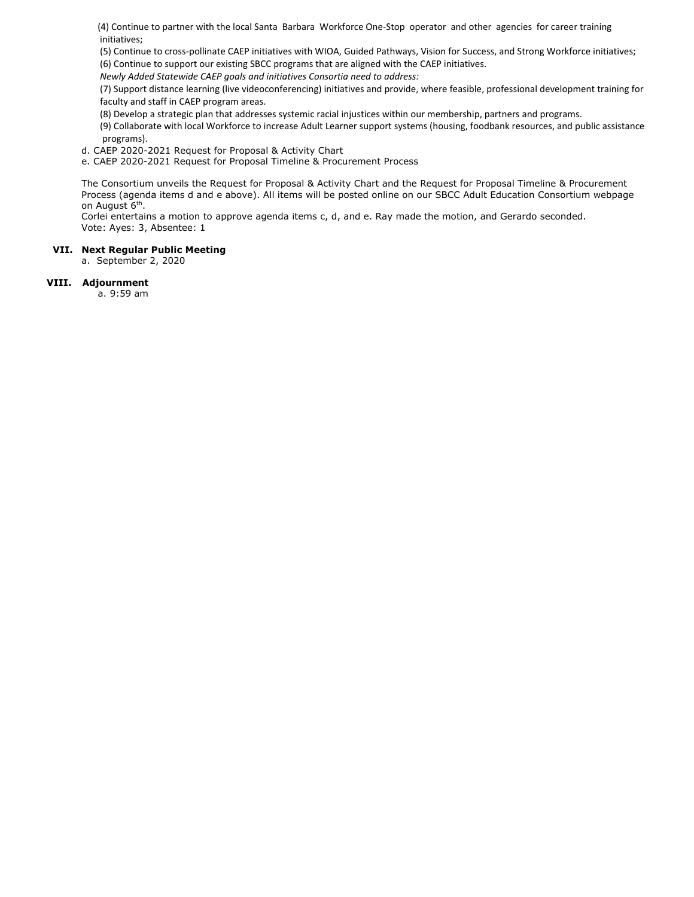(4) Continue to partner with the local Santa Barbara Workforce One-Stop operator and other agencies for career training initiatives;

(5) Continue to cross-pollinate CAEP initiatives with WIOA, Guided Pathways, Vision for Success, and Strong Workforce initiatives;

(6) Continue to support our existing SBCC programs that are aligned with the CAEP initiatives.

*Newly Added Statewide CAEP goals and initiatives Consortia need to address:*

(7) Support distance learning (live videoconferencing) initiatives and provide, where feasible, professional development training for faculty and staff in CAEP program areas.

(8) Develop a strategic plan that addresses systemic racial injustices within our membership, partners and programs.

(9) Collaborate with local Workforce to increase Adult Learner support systems (housing, foodbank resources, and public assistance programs).

d. CAEP 2020-2021 Request for Proposal & Activity Chart

e. CAEP 2020-2021 Request for Proposal Timeline & Procurement Process

The Consortium unveils the Request for Proposal & Activity Chart and the Request for Proposal Timeline & Procurement Process (agenda items d and e above). All items will be posted online on our SBCC Adult Education Consortium webpage on August 6th.

Corlei entertains a motion to approve agenda items c, d, and e. Ray made the motion, and Gerardo seconded.

Vote: Ayes: 3, Absentee: 1

**VII. Next Regular Public Meeting**

a. September 2, 2020

**VIII. Adjournment**

a. 9:59 am